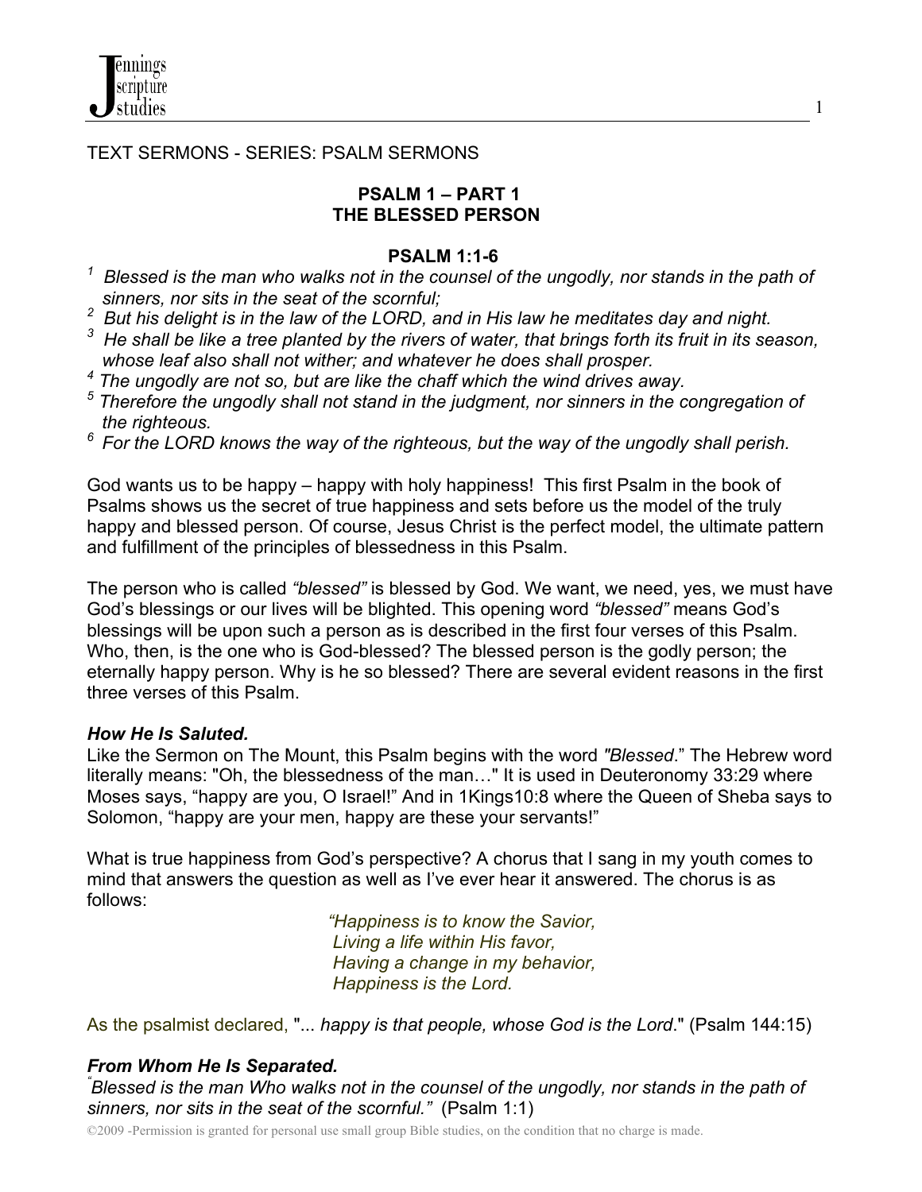TEXT SERMONS - SERIES: PSALM SERMONS

## PSALM 1 – PART 1
## THE BLESSED PERSON

### PSALM 1:1-6

[1] *Blessed is the man who walks not in the counsel of the ungodly, nor stands in the path of sinners, nor sits in the seat of the scornful;*
[2] *But his delight is in the law of the LORD, and in His law he meditates day and night.*
[3] *He shall be like a tree planted by the rivers of water, that brings forth its fruit in its season, whose leaf also shall not wither; and whatever he does shall prosper.*
[4] *The ungodly are not so, but are like the chaff which the wind drives away.*
[5] *Therefore the ungodly shall not stand in the judgment, nor sinners in the congregation of the righteous.*
[6] *For the LORD knows the way of the righteous, but the way of the ungodly shall perish.*

God wants us to be happy – happy with holy happiness! This first Psalm in the book of Psalms shows us the secret of true happiness and sets before us the model of the truly happy and blessed person. Of course, Jesus Christ is the perfect model, the ultimate pattern and fulfillment of the principles of blessedness in this Psalm.

The person who is called *"blessed"* is blessed by God. We want, we need, yes, we must have God's blessings or our lives will be blighted. This opening word *"blessed"* means God's blessings will be upon such a person as is described in the first four verses of this Psalm. Who, then, is the one who is God-blessed? The blessed person is the godly person; the eternally happy person. Why is he so blessed? There are several evident reasons in the first three verses of this Psalm.

***How He Is Saluted.***
Like the Sermon on The Mount, this Psalm begins with the word *"Blessed*." The Hebrew word literally means: "Oh, the blessedness of the man…" It is used in Deuteronomy 33:29 where Moses says, "happy are you, O Israel!" And in 1Kings10:8 where the Queen of Sheba says to Solomon, "happy are your men, happy are these your servants!"

What is true happiness from God's perspective? A chorus that I sang in my youth comes to mind that answers the question as well as I've ever hear it answered. The chorus is as follows:

> *"Happiness is to know the Savior,*
> *Living a life within His favor,*
> *Having a change in my behavior,*
> *Happiness is the Lord.*

As the psalmist declared, "... *happy is that people, whose God is the Lord*." (Psalm 144:15)

***From Whom He Is Separated.***
*"Blessed is the man Who walks not in the counsel of the ungodly, nor stands in the path of sinners, nor sits in the seat of the scornful."* (Psalm 1:1)

©2009 -Permission is granted for personal use small group Bible studies, on the condition that no charge is made.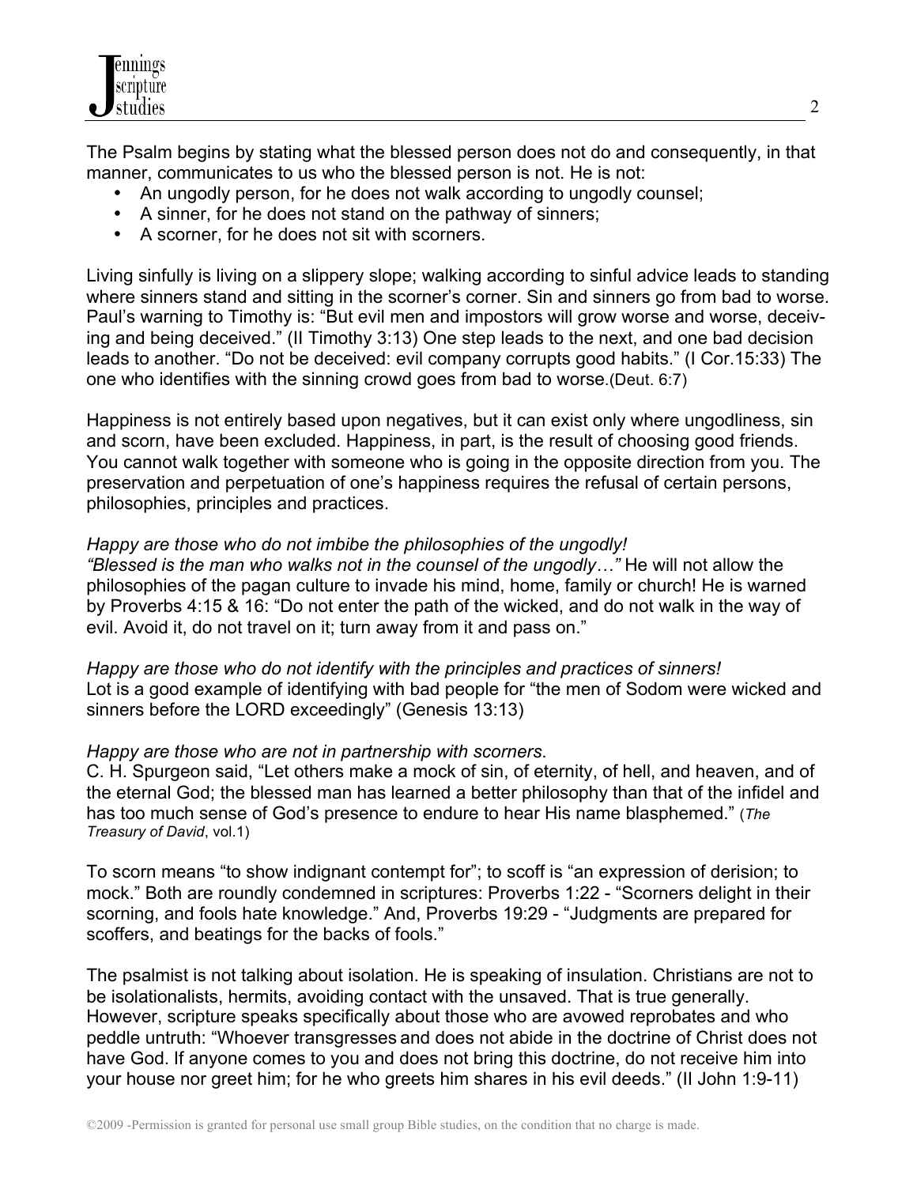The Psalm begins by stating what the blessed person does not do and consequently, in that manner, communicates to us who the blessed person is not. He is not:

- An ungodly person, for he does not walk according to ungodly counsel;
- A sinner, for he does not stand on the pathway of sinners;
- A scorner, for he does not sit with scorners.

Living sinfully is living on a slippery slope; walking according to sinful advice leads to standing where sinners stand and sitting in the scorner's corner. Sin and sinners go from bad to worse. Paul's warning to Timothy is: "But evil men and impostors will grow worse and worse, deceiving and being deceived." (II Timothy 3:13) One step leads to the next, and one bad decision leads to another. "Do not be deceived: evil company corrupts good habits." (I Cor.15:33) The one who identifies with the sinning crowd goes from bad to worse.(Deut. 6:7)

Happiness is not entirely based upon negatives, but it can exist only where ungodliness, sin and scorn, have been excluded. Happiness, in part, is the result of choosing good friends. You cannot walk together with someone who is going in the opposite direction from you. The preservation and perpetuation of one's happiness requires the refusal of certain persons, philosophies, principles and practices.

*Happy are those who do not imbibe the philosophies of the ungodly!*
*"Blessed is the man who walks not in the counsel of the ungodly…"* He will not allow the philosophies of the pagan culture to invade his mind, home, family or church! He is warned by Proverbs 4:15 & 16: "Do not enter the path of the wicked, and do not walk in the way of evil. Avoid it, do not travel on it; turn away from it and pass on."

*Happy are those who do not identify with the principles and practices of sinners!*
Lot is a good example of identifying with bad people for "the men of Sodom were wicked and sinners before the LORD exceedingly" (Genesis 13:13)

*Happy are those who are not in partnership with scorners*.
C. H. Spurgeon said, "Let others make a mock of sin, of eternity, of hell, and heaven, and of the eternal God; the blessed man has learned a better philosophy than that of the infidel and has too much sense of God's presence to endure to hear His name blasphemed." (*The Treasury of David*, vol.1)

To scorn means "to show indignant contempt for"; to scoff is "an expression of derision; to mock." Both are roundly condemned in scriptures: Proverbs 1:22 - "Scorners delight in their scorning, and fools hate knowledge." And, Proverbs 19:29 - "Judgments are prepared for scoffers, and beatings for the backs of fools."

The psalmist is not talking about isolation. He is speaking of insulation. Christians are not to be isolationalists, hermits, avoiding contact with the unsaved. That is true generally. However, scripture speaks specifically about those who are avowed reprobates and who peddle untruth: "Whoever transgresses and does not abide in the doctrine of Christ does not have God. If anyone comes to you and does not bring this doctrine, do not receive him into your house nor greet him; for he who greets him shares in his evil deeds." (II John 1:9-11)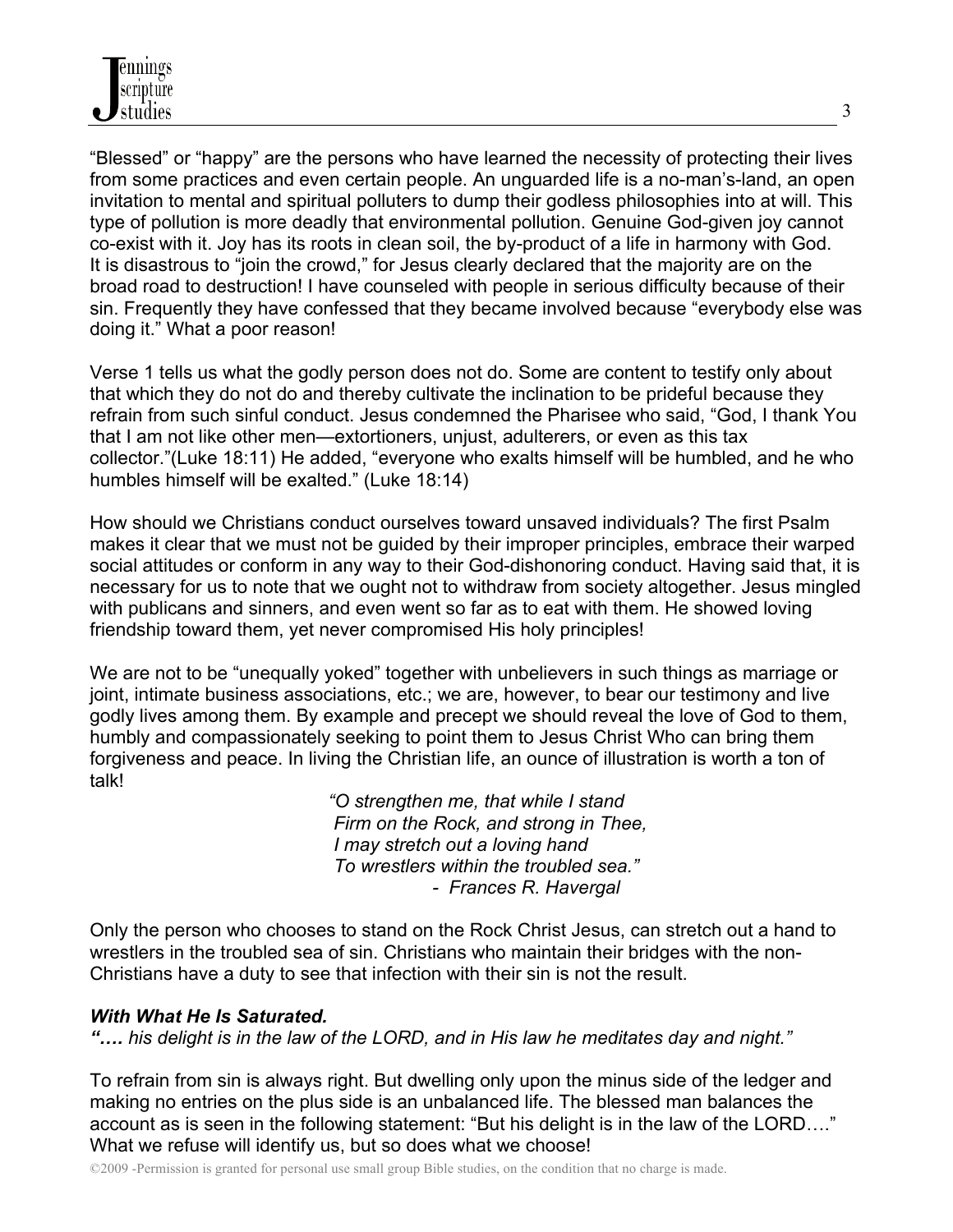"Blessed" or "happy" are the persons who have learned the necessity of protecting their lives from some practices and even certain people. An unguarded life is a no-man's-land, an open invitation to mental and spiritual polluters to dump their godless philosophies into at will. This type of pollution is more deadly that environmental pollution. Genuine God-given joy cannot co-exist with it. Joy has its roots in clean soil, the by-product of a life in harmony with God. It is disastrous to "join the crowd," for Jesus clearly declared that the majority are on the broad road to destruction! I have counseled with people in serious difficulty because of their sin. Frequently they have confessed that they became involved because "everybody else was doing it." What a poor reason!

Verse 1 tells us what the godly person does not do. Some are content to testify only about that which they do not do and thereby cultivate the inclination to be prideful because they refrain from such sinful conduct. Jesus condemned the Pharisee who said, "God, I thank You that I am not like other men—extortioners, unjust, adulterers, or even as this tax collector."(Luke 18:11) He added, "everyone who exalts himself will be humbled, and he who humbles himself will be exalted." (Luke 18:14)

How should we Christians conduct ourselves toward unsaved individuals? The first Psalm makes it clear that we must not be guided by their improper principles, embrace their warped social attitudes or conform in any way to their God-dishonoring conduct. Having said that, it is necessary for us to note that we ought not to withdraw from society altogether. Jesus mingled with publicans and sinners, and even went so far as to eat with them. He showed loving friendship toward them, yet never compromised His holy principles!

We are not to be "unequally yoked" together with unbelievers in such things as marriage or joint, intimate business associations, etc.; we are, however, to bear our testimony and live godly lives among them. By example and precept we should reveal the love of God to them, humbly and compassionately seeking to point them to Jesus Christ Who can bring them forgiveness and peace. In living the Christian life, an ounce of illustration is worth a ton of talk!

> *"O strengthen me, that while I stand*
> *Firm on the Rock, and strong in Thee,*
> *I may stretch out a loving hand*
> *To wrestlers within the troubled sea."*
> *- Frances R. Havergal*

Only the person who chooses to stand on the Rock Christ Jesus, can stretch out a hand to wrestlers in the troubled sea of sin. Christians who maintain their bridges with the non-Christians have a duty to see that infection with their sin is not the result.

***With What He Is Saturated.***

***"….** his delight is in the law of the LORD, and in His law he meditates day and night."*

To refrain from sin is always right. But dwelling only upon the minus side of the ledger and making no entries on the plus side is an unbalanced life. The blessed man balances the account as is seen in the following statement: "But his delight is in the law of the LORD…." What we refuse will identify us, but so does what we choose!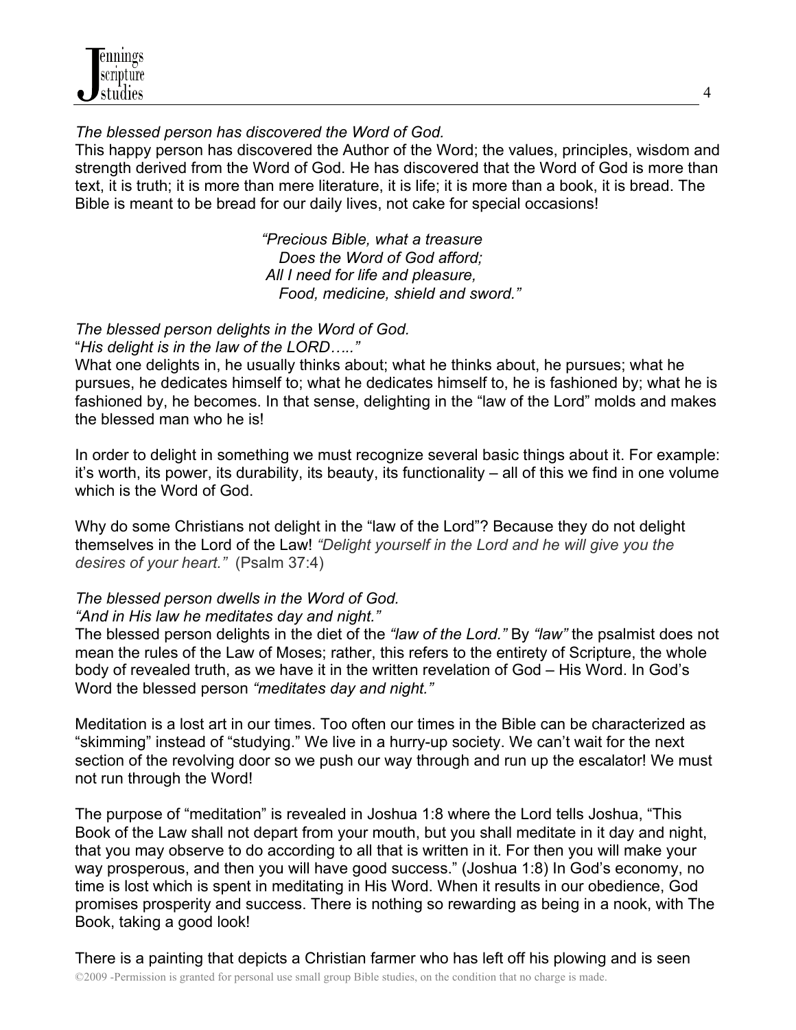*The blessed person has discovered the Word of God.*

This happy person has discovered the Author of the Word; the values, principles, wisdom and strength derived from the Word of God. He has discovered that the Word of God is more than text, it is truth; it is more than mere literature, it is life; it is more than a book, it is bread. The Bible is meant to be bread for our daily lives, not cake for special occasions!

> *"Precious Bible, what a treasure*
> *Does the Word of God afford;*
> *All I need for life and pleasure,*
> *Food, medicine, shield and sword."*

*The blessed person delights in the Word of God.*

"*His delight is in the law of the LORD….."*

What one delights in, he usually thinks about; what he thinks about, he pursues; what he pursues, he dedicates himself to; what he dedicates himself to, he is fashioned by; what he is fashioned by, he becomes. In that sense, delighting in the "law of the Lord" molds and makes the blessed man who he is!

In order to delight in something we must recognize several basic things about it. For example: it's worth, its power, its durability, its beauty, its functionality – all of this we find in one volume which is the Word of God.

Why do some Christians not delight in the "law of the Lord"? Because they do not delight themselves in the Lord of the Law! *"Delight yourself in the Lord and he will give you the desires of your heart."* (Psalm 37:4)

*The blessed person dwells in the Word of God.*

*"And in His law he meditates day and night."*

The blessed person delights in the diet of the *"law of the Lord."* By *"law"* the psalmist does not mean the rules of the Law of Moses; rather, this refers to the entirety of Scripture, the whole body of revealed truth, as we have it in the written revelation of God – His Word. In God's Word the blessed person *"meditates day and night."*

Meditation is a lost art in our times. Too often our times in the Bible can be characterized as "skimming" instead of "studying." We live in a hurry-up society. We can't wait for the next section of the revolving door so we push our way through and run up the escalator! We must not run through the Word!

The purpose of "meditation" is revealed in Joshua 1:8 where the Lord tells Joshua, "This Book of the Law shall not depart from your mouth, but you shall meditate in it day and night, that you may observe to do according to all that is written in it. For then you will make your way prosperous, and then you will have good success." (Joshua 1:8) In God's economy, no time is lost which is spent in meditating in His Word. When it results in our obedience, God promises prosperity and success. There is nothing so rewarding as being in a nook, with The Book, taking a good look!

There is a painting that depicts a Christian farmer who has left off his plowing and is seen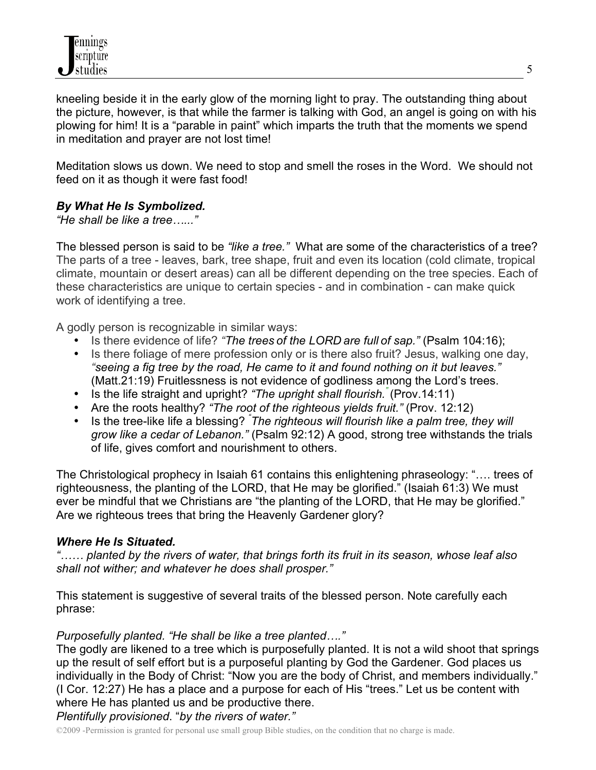kneeling beside it in the early glow of the morning light to pray. The outstanding thing about the picture, however, is that while the farmer is talking with God, an angel is going on with his plowing for him! It is a "parable in paint" which imparts the truth that the moments we spend in meditation and prayer are not lost time!

Meditation slows us down. We need to stop and smell the roses in the Word. We should not feed on it as though it were fast food!

***By What He Is Symbolized.***
*"He shall be like a tree…..."*

The blessed person is said to be *"like a tree."* What are some of the characteristics of a tree? The parts of a tree - leaves, bark, tree shape, fruit and even its location (cold climate, tropical climate, mountain or desert areas) can all be different depending on the tree species. Each of these characteristics are unique to certain species - and in combination - can make quick work of identifying a tree.

A godly person is recognizable in similar ways:

- Is there evidence of life? *"The trees of the LORD are full of sap."* (Psalm 104:16);
- Is there foliage of mere profession only or is there also fruit? Jesus, walking one day, *"seeing a fig tree by the road, He came to it and found nothing on it but leaves."* (Matt.21:19) Fruitlessness is not evidence of godliness among the Lord's trees.
- Is the life straight and upright? *"The upright shall flourish."* (Prov.14:11)
- Are the roots healthy? *"The root of the righteous yields fruit."* (Prov. 12:12)
- Is the tree-like life a blessing? *"The righteous will flourish like a palm tree, they will grow like a cedar of Lebanon."* (Psalm 92:12) A good, strong tree withstands the trials of life, gives comfort and nourishment to others.

The Christological prophecy in Isaiah 61 contains this enlightening phraseology: "…. trees of righteousness, the planting of the LORD, that He may be glorified." (Isaiah 61:3) We must ever be mindful that we Christians are "the planting of the LORD, that He may be glorified." Are we righteous trees that bring the Heavenly Gardener glory?

***Where He Is Situated.***
*"…… planted by the rivers of water, that brings forth its fruit in its season, whose leaf also shall not wither; and whatever he does shall prosper."*

This statement is suggestive of several traits of the blessed person. Note carefully each phrase:

*Purposefully planted. "He shall be like a tree planted…."*
The godly are likened to a tree which is purposefully planted. It is not a wild shoot that springs up the result of self effort but is a purposeful planting by God the Gardener. God places us individually in the Body of Christ: "Now you are the body of Christ, and members individually." (I Cor. 12:27) He has a place and a purpose for each of His "trees." Let us be content with where He has planted us and be productive there.
*Plentifully provisioned*. "*by the rivers of water."*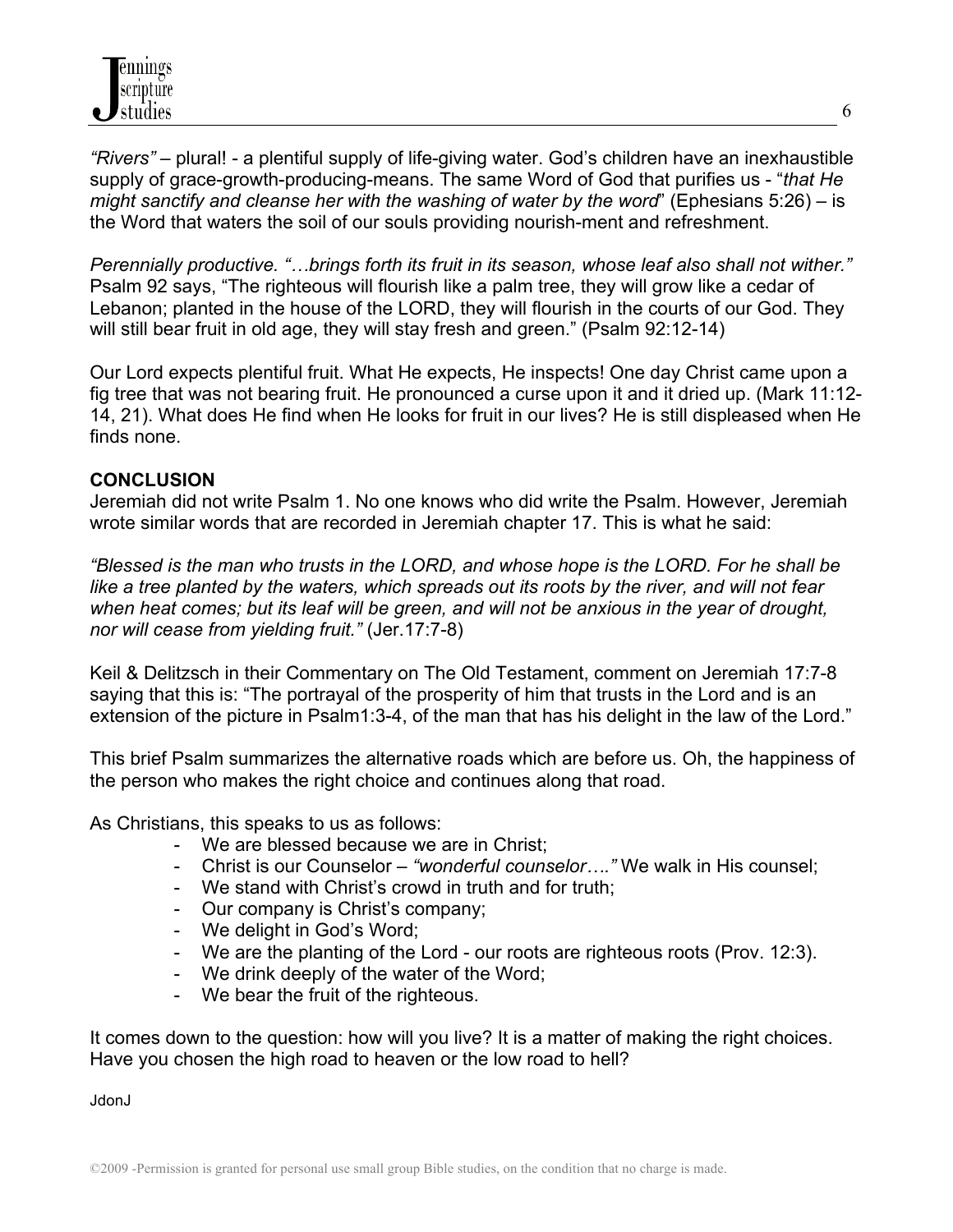*"Rivers"* – plural! - a plentiful supply of life-giving water. God's children have an inexhaustible supply of grace-growth-producing-means. The same Word of God that purifies us - "*that He might sanctify and cleanse her with the washing of water by the word*" (Ephesians 5:26) – is the Word that waters the soil of our souls providing nourish-ment and refreshment.

*Perennially productive. "…brings forth its fruit in its season, whose leaf also shall not wither."* Psalm 92 says, "The righteous will flourish like a palm tree, they will grow like a cedar of Lebanon; planted in the house of the LORD, they will flourish in the courts of our God. They will still bear fruit in old age, they will stay fresh and green." (Psalm 92:12-14)

Our Lord expects plentiful fruit. What He expects, He inspects! One day Christ came upon a fig tree that was not bearing fruit. He pronounced a curse upon it and it dried up. (Mark 11:12-14, 21). What does He find when He looks for fruit in our lives? He is still displeased when He finds none.

**CONCLUSION**

Jeremiah did not write Psalm 1. No one knows who did write the Psalm. However, Jeremiah wrote similar words that are recorded in Jeremiah chapter 17. This is what he said:

*"Blessed is the man who trusts in the LORD, and whose hope is the LORD. For he shall be like a tree planted by the waters, which spreads out its roots by the river, and will not fear when heat comes; but its leaf will be green, and will not be anxious in the year of drought, nor will cease from yielding fruit."* (Jer.17:7-8)

Keil & Delitzsch in their Commentary on The Old Testament, comment on Jeremiah 17:7-8 saying that this is: "The portrayal of the prosperity of him that trusts in the Lord and is an extension of the picture in Psalm1:3-4, of the man that has his delight in the law of the Lord."

This brief Psalm summarizes the alternative roads which are before us. Oh, the happiness of the person who makes the right choice and continues along that road.

As Christians, this speaks to us as follows:

- We are blessed because we are in Christ;
- Christ is our Counselor – *"wonderful counselor…."* We walk in His counsel;
- We stand with Christ's crowd in truth and for truth;
- Our company is Christ's company;
- We delight in God's Word;
- We are the planting of the Lord - our roots are righteous roots (Prov. 12:3).
- We drink deeply of the water of the Word;
- We bear the fruit of the righteous.

It comes down to the question: how will you live? It is a matter of making the right choices. Have you chosen the high road to heaven or the low road to hell?

JdonJ

©2009 -Permission is granted for personal use small group Bible studies, on the condition that no charge is made.